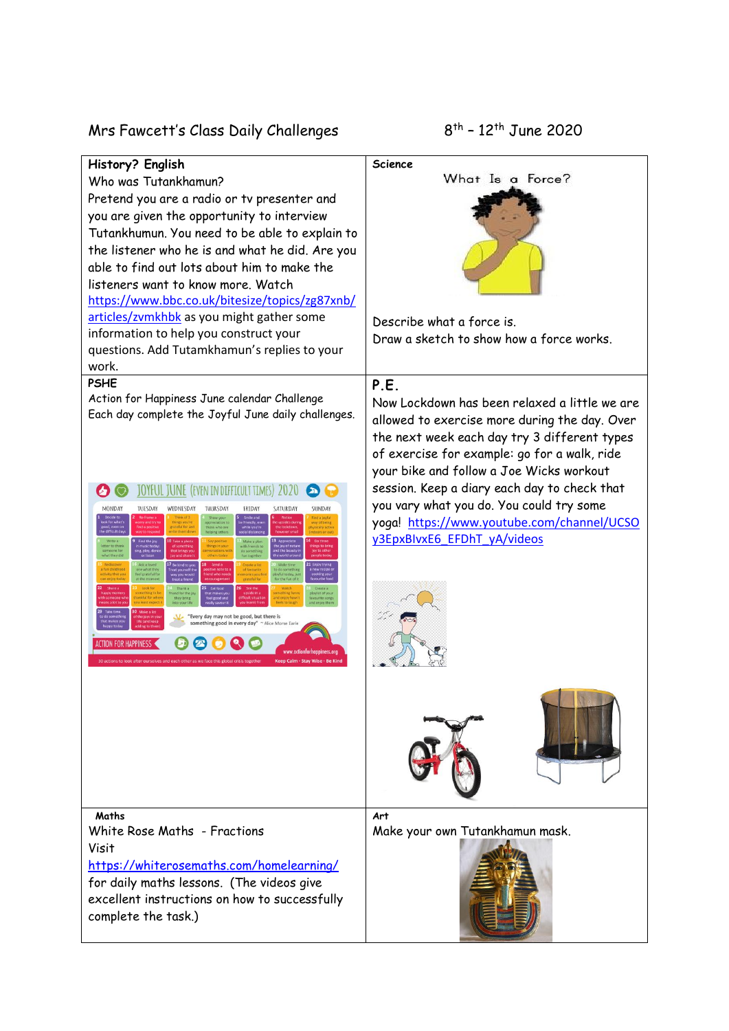# Mrs Fawcett's Class Daily Challenges

8th – 12th June 2020

## History? English

Who was Tutankhamun?

Pretend you are a radio or tv presenter and you are given the opportunity to interview Tutankhumun. You need to be able to explain to the listener who he is and what he did. Are you able to find out lots about him to make the listeners want to know more. Watch https://www.bbc.co.uk/bitesize/topics/zg87xnb/articles/zvmkhbk as you might gather some information to help you construct your questions. Add Tutamkhamun's replies to your work.

## Science

What Is a Force?

Describe what a force is.

Draw a sketch to show how a force works.

## PSHE

Action for Happiness June calendar Challenge

Each day complete the Joyful June daily challenges.

## P.E.

Now Lockdown has been relaxed a little we are allowed to exercise more during the day. Over the next week each day try 3 different types of exercise for example: go for a walk, ride your bike and follow a Joe Wicks workout session. Keep a diary each day to check that you vary what you do. You could try some yoga! https://www.youtube.com/channel/UCSOy3EpxBIvxE6_EFDhT_yA/videos

## Maths

White Rose Maths - Fractions

Visit

https://whiterosemaths.com/homelearning/

for daily maths lessons. (The videos give excellent instructions on how to successfully complete the task.)

## Art

Make your own Tutankhamun mask.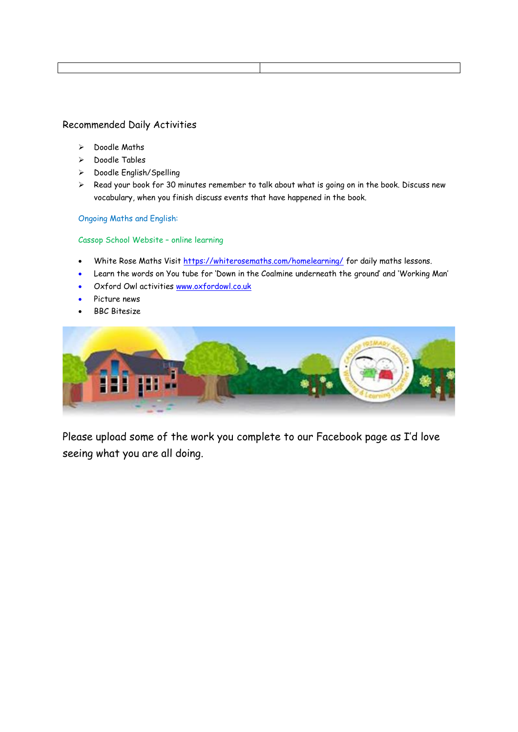| | |
|---|---|

Recommended Daily Activities

- Doodle Maths
- Doodle Tables
- Doodle English/Spelling
- Read your book for 30 minutes remember to talk about what is going on in the book. Discuss new vocabulary, when you finish discuss events that have happened in the book.

Ongoing Maths and English:

Cassop School Website – online learning

- White Rose Maths Visit https://whiterosemaths.com/homelearning/ for daily maths lessons.
- Learn the words on You tube for 'Down in the Coalmine underneath the ground' and 'Working Man'
- Oxford Owl activities www.oxfordowl.co.uk
- Picture news
- BBC Bitesize

Please upload some of the work you complete to our Facebook page as I'd love seeing what you are all doing.